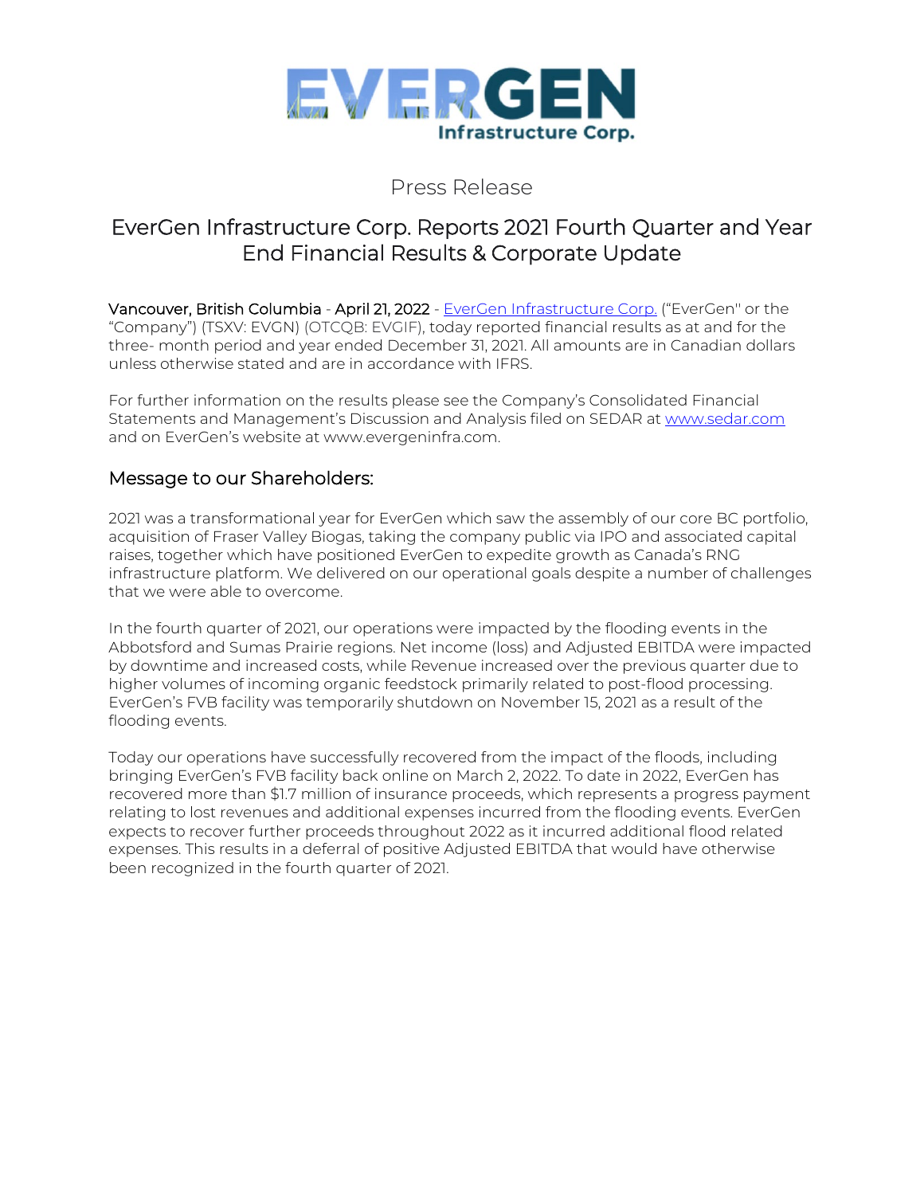EVERGEN Infrastructure Corp.

Press Release

# EverGen Infrastructure Corp. Reports 2021 Fourth Quarter and Year End Financial Results & Corporate Update

**Vancouver, British Columbia** - **April 21, 2022** - EverGen Infrastructure Corp. ("EverGen" or the "Company") (TSXV: EVGN) (OTCQB: EVGIF), today reported financial results as at and for the three- month period and year ended December 31, 2021. All amounts are in Canadian dollars unless otherwise stated and are in accordance with IFRS.

For further information on the results please see the Company's Consolidated Financial Statements and Management's Discussion and Analysis filed on SEDAR at www.sedar.com and on EverGen's website at www.evergeninfra.com.

## Message to our Shareholders:

2021 was a transformational year for EverGen which saw the assembly of our core BC portfolio, acquisition of Fraser Valley Biogas, taking the company public via IPO and associated capital raises, together which have positioned EverGen to expedite growth as Canada's RNG infrastructure platform. We delivered on our operational goals despite a number of challenges that we were able to overcome.

In the fourth quarter of 2021, our operations were impacted by the flooding events in the Abbotsford and Sumas Prairie regions. Net income (loss) and Adjusted EBITDA were impacted by downtime and increased costs, while Revenue increased over the previous quarter due to higher volumes of incoming organic feedstock primarily related to post-flood processing. EverGen's FVB facility was temporarily shutdown on November 15, 2021 as a result of the flooding events.

Today our operations have successfully recovered from the impact of the floods, including bringing EverGen's FVB facility back online on March 2, 2022. To date in 2022, EverGen has recovered more than $1.7 million of insurance proceeds, which represents a progress payment relating to lost revenues and additional expenses incurred from the flooding events. EverGen expects to recover further proceeds throughout 2022 as it incurred additional flood related expenses. This results in a deferral of positive Adjusted EBITDA that would have otherwise been recognized in the fourth quarter of 2021.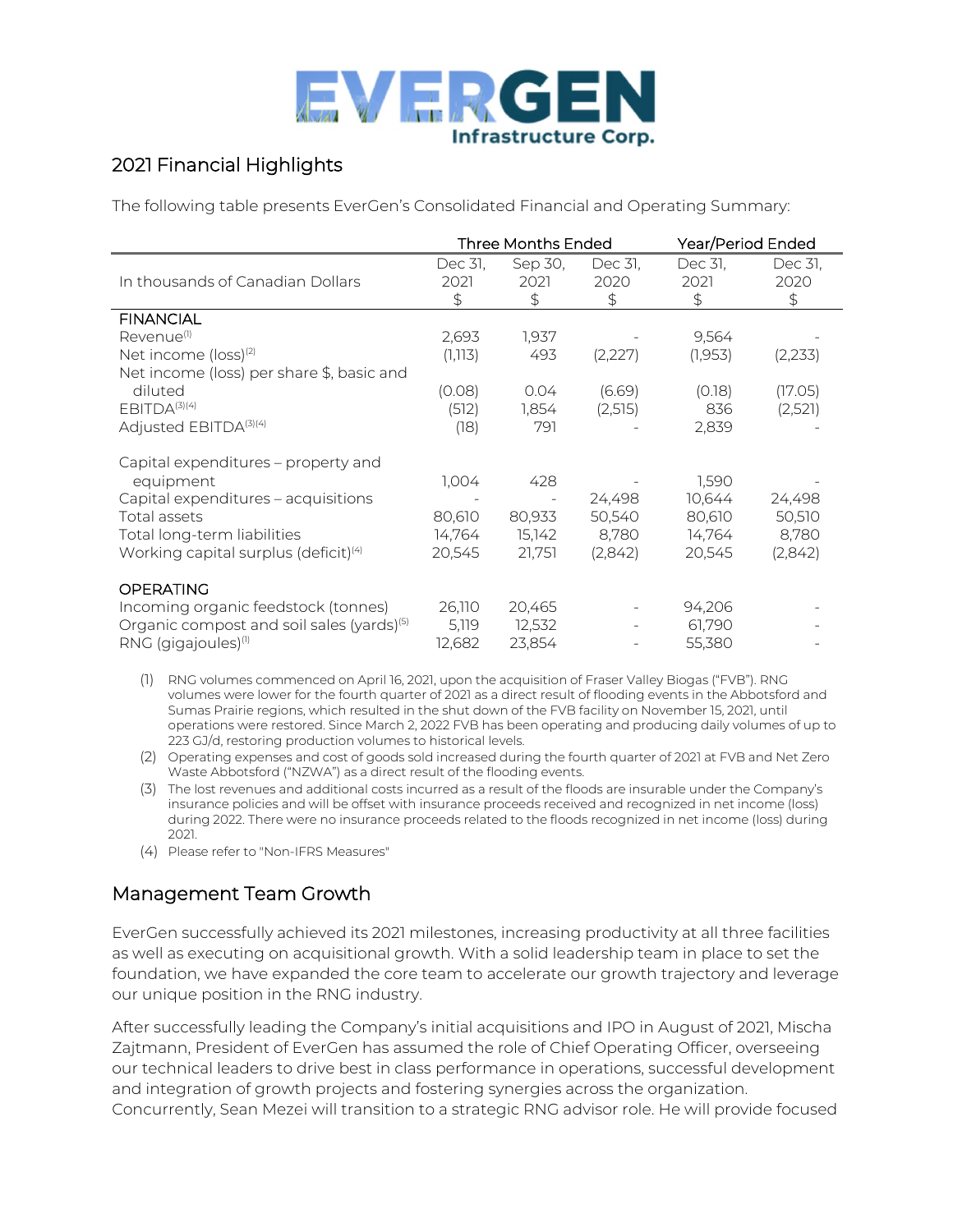## 2021 Financial Highlights

The following table presents EverGen's Consolidated Financial and Operating Summary:

| | Three Months Ended | | | Year/Period Ended | |
|---|---|---|---|---|---|
| In thousands of Canadian Dollars | Dec 31, 2021 $ | Sep 30, 2021 $ | Dec 31, 2020 $ | Dec 31, 2021 $ | Dec 31, 2020 $ |
| **FINANCIAL** | | | | | |
| Revenue[1] | 2,693 | 1,937 | - | 9,564 | - |
| Net income (loss)[2] | (1,113) | 493 | (2,227) | (1,953) | (2,233) |
| Net income (loss) per share $, basic and diluted | (0.08) | 0.04 | (6.69) | (0.18) | (17.05) |
| EBITDA[3][4] | (512) | 1,854 | (2,515) | 836 | (2,521) |
| Adjusted EBITDA[3][4] | (18) | 791 | - | 2,839 | - |
| Capital expenditures – property and equipment | 1,004 | 428 | - | 1,590 | - |
| Capital expenditures – acquisitions | - | - | 24,498 | 10,644 | 24,498 |
| Total assets | 80,610 | 80,933 | 50,540 | 80,610 | 50,510 |
| Total long-term liabilities | 14,764 | 15,142 | 8,780 | 14,764 | 8,780 |
| Working capital surplus (deficit)[4] | 20,545 | 21,751 | (2,842) | 20,545 | (2,842) |
| **OPERATING** | | | | | |
| Incoming organic feedstock (tonnes) | 26,110 | 20,465 | - | 94,206 | - |
| Organic compost and soil sales (yards)[5] | 5,119 | 12,532 | - | 61,790 | - |
| RNG (gigajoules)[1] | 12,682 | 23,854 | - | 55,380 | - |

(1) RNG volumes commenced on April 16, 2021, upon the acquisition of Fraser Valley Biogas ("FVB"). RNG volumes were lower for the fourth quarter of 2021 as a direct result of flooding events in the Abbotsford and Sumas Prairie regions, which resulted in the shut down of the FVB facility on November 15, 2021, until operations were restored. Since March 2, 2022 FVB has been operating and producing daily volumes of up to 223 GJ/d, restoring production volumes to historical levels.

(2) Operating expenses and cost of goods sold increased during the fourth quarter of 2021 at FVB and Net Zero Waste Abbotsford ("NZWA") as a direct result of the flooding events.

(3) The lost revenues and additional costs incurred as a result of the floods are insurable under the Company's insurance policies and will be offset with insurance proceeds received and recognized in net income (loss) during 2022. There were no insurance proceeds related to the floods recognized in net income (loss) during 2021.

(4) Please refer to "Non-IFRS Measures"

## Management Team Growth

EverGen successfully achieved its 2021 milestones, increasing productivity at all three facilities as well as executing on acquisitional growth. With a solid leadership team in place to set the foundation, we have expanded the core team to accelerate our growth trajectory and leverage our unique position in the RNG industry.

After successfully leading the Company's initial acquisitions and IPO in August of 2021, Mischa Zajtmann, President of EverGen has assumed the role of Chief Operating Officer, overseeing our technical leaders to drive best in class performance in operations, successful development and integration of growth projects and fostering synergies across the organization. Concurrently, Sean Mezei will transition to a strategic RNG advisor role. He will provide focused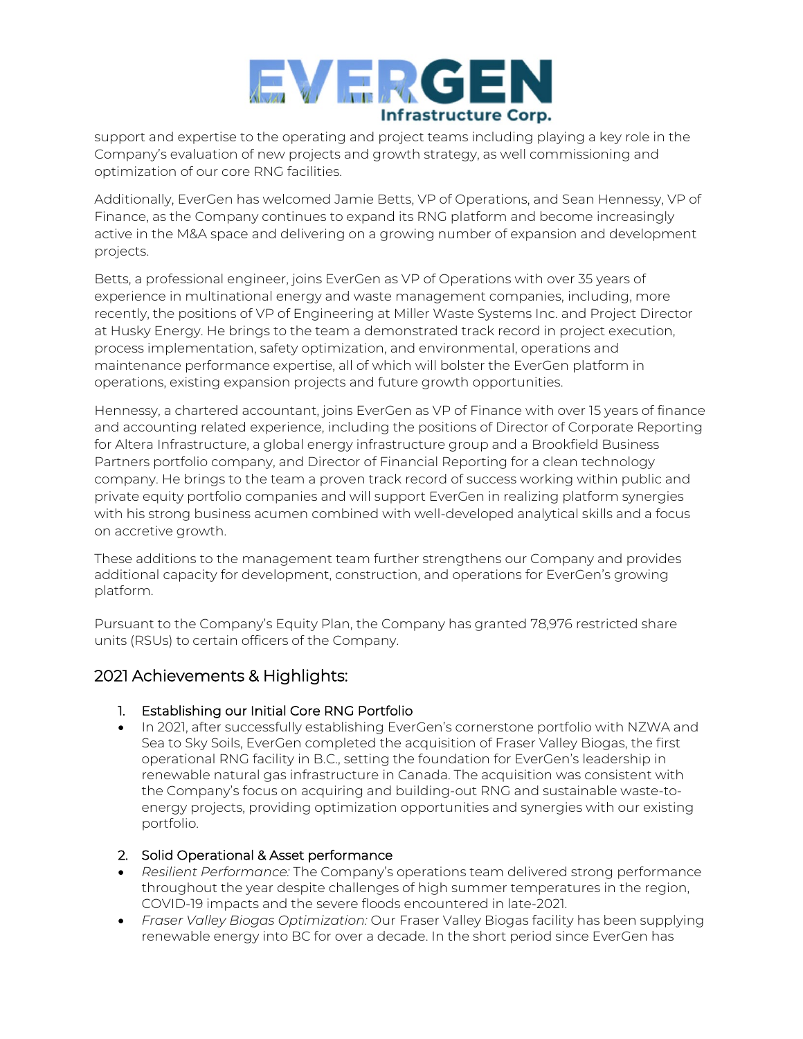support and expertise to the operating and project teams including playing a key role in the Company's evaluation of new projects and growth strategy, as well commissioning and optimization of our core RNG facilities.

Additionally, EverGen has welcomed Jamie Betts, VP of Operations, and Sean Hennessy, VP of Finance, as the Company continues to expand its RNG platform and become increasingly active in the M&A space and delivering on a growing number of expansion and development projects.

Betts, a professional engineer, joins EverGen as VP of Operations with over 35 years of experience in multinational energy and waste management companies, including, more recently, the positions of VP of Engineering at Miller Waste Systems Inc. and Project Director at Husky Energy. He brings to the team a demonstrated track record in project execution, process implementation, safety optimization, and environmental, operations and maintenance performance expertise, all of which will bolster the EverGen platform in operations, existing expansion projects and future growth opportunities.

Hennessy, a chartered accountant, joins EverGen as VP of Finance with over 15 years of finance and accounting related experience, including the positions of Director of Corporate Reporting for Altera Infrastructure, a global energy infrastructure group and a Brookfield Business Partners portfolio company, and Director of Financial Reporting for a clean technology company. He brings to the team a proven track record of success working within public and private equity portfolio companies and will support EverGen in realizing platform synergies with his strong business acumen combined with well-developed analytical skills and a focus on accretive growth.

These additions to the management team further strengthens our Company and provides additional capacity for development, construction, and operations for EverGen's growing platform.

Pursuant to the Company's Equity Plan, the Company has granted 78,976 restricted share units (RSUs) to certain officers of the Company.

## 2021 Achievements & Highlights:

1. Establishing our Initial Core RNG Portfolio

- In 2021, after successfully establishing EverGen's cornerstone portfolio with NZWA and Sea to Sky Soils, EverGen completed the acquisition of Fraser Valley Biogas, the first operational RNG facility in B.C., setting the foundation for EverGen's leadership in renewable natural gas infrastructure in Canada. The acquisition was consistent with the Company's focus on acquiring and building-out RNG and sustainable waste-to-energy projects, providing optimization opportunities and synergies with our existing portfolio.

2. Solid Operational & Asset performance

- *Resilient Performance:* The Company's operations team delivered strong performance throughout the year despite challenges of high summer temperatures in the region, COVID-19 impacts and the severe floods encountered in late-2021.
- *Fraser Valley Biogas Optimization:* Our Fraser Valley Biogas facility has been supplying renewable energy into BC for over a decade. In the short period since EverGen has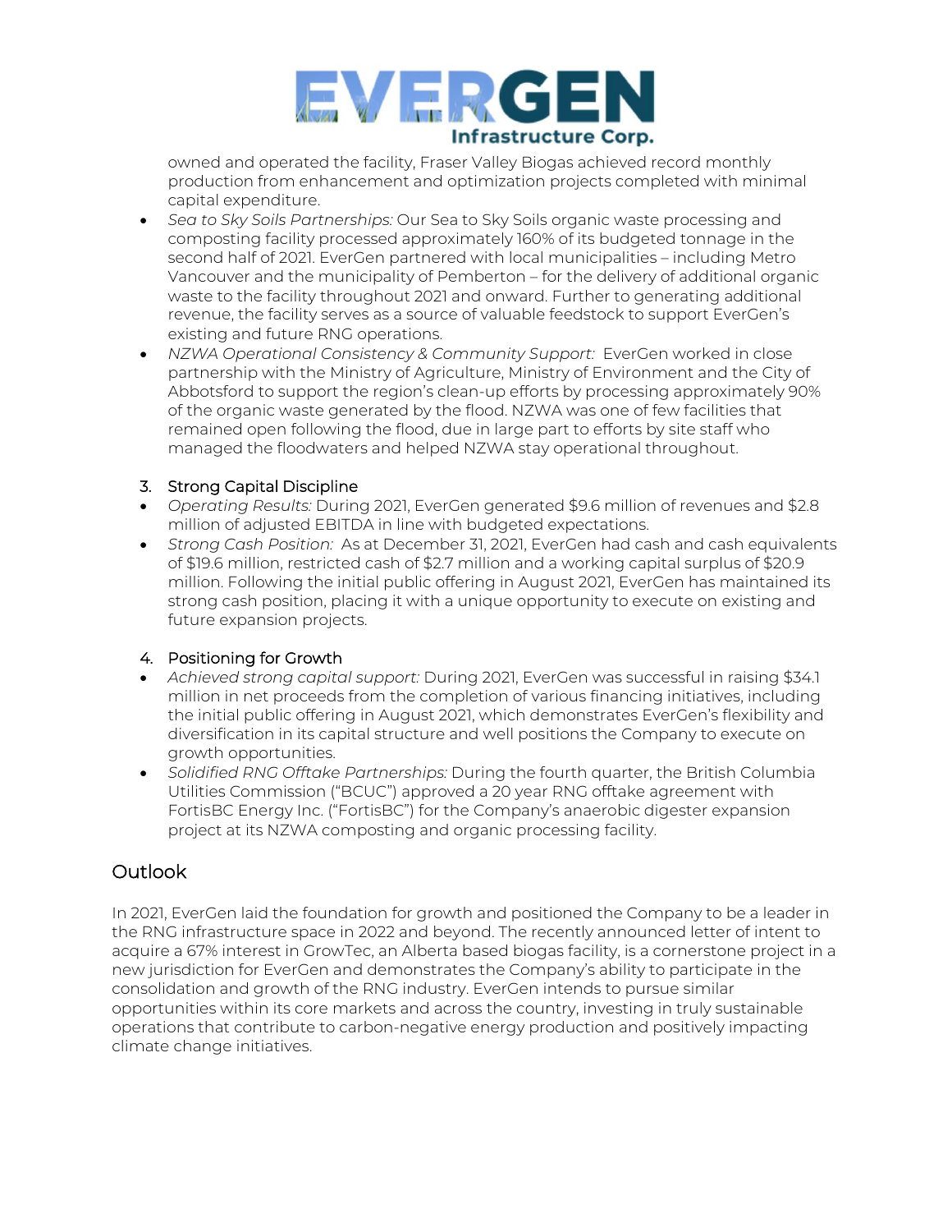owned and operated the facility, Fraser Valley Biogas achieved record monthly production from enhancement and optimization projects completed with minimal capital expenditure.

- *Sea to Sky Soils Partnerships:* Our Sea to Sky Soils organic waste processing and composting facility processed approximately 160% of its budgeted tonnage in the second half of 2021. EverGen partnered with local municipalities – including Metro Vancouver and the municipality of Pemberton – for the delivery of additional organic waste to the facility throughout 2021 and onward. Further to generating additional revenue, the facility serves as a source of valuable feedstock to support EverGen's existing and future RNG operations.
- *NZWA Operational Consistency & Community Support:* EverGen worked in close partnership with the Ministry of Agriculture, Ministry of Environment and the City of Abbotsford to support the region's clean-up efforts by processing approximately 90% of the organic waste generated by the flood. NZWA was one of few facilities that remained open following the flood, due in large part to efforts by site staff who managed the floodwaters and helped NZWA stay operational throughout.

3. Strong Capital Discipline

- *Operating Results:* During 2021, EverGen generated $9.6 million of revenues and $2.8 million of adjusted EBITDA in line with budgeted expectations.
- *Strong Cash Position:* As at December 31, 2021, EverGen had cash and cash equivalents of $19.6 million, restricted cash of $2.7 million and a working capital surplus of $20.9 million. Following the initial public offering in August 2021, EverGen has maintained its strong cash position, placing it with a unique opportunity to execute on existing and future expansion projects.

4. Positioning for Growth

- *Achieved strong capital support:* During 2021, EverGen was successful in raising $34.1 million in net proceeds from the completion of various financing initiatives, including the initial public offering in August 2021, which demonstrates EverGen's flexibility and diversification in its capital structure and well positions the Company to execute on growth opportunities.
- *Solidified RNG Offtake Partnerships:* During the fourth quarter, the British Columbia Utilities Commission ("BCUC") approved a 20 year RNG offtake agreement with FortisBC Energy Inc. ("FortisBC") for the Company's anaerobic digester expansion project at its NZWA composting and organic processing facility.

## Outlook

In 2021, EverGen laid the foundation for growth and positioned the Company to be a leader in the RNG infrastructure space in 2022 and beyond. The recently announced letter of intent to acquire a 67% interest in GrowTec, an Alberta based biogas facility, is a cornerstone project in a new jurisdiction for EverGen and demonstrates the Company's ability to participate in the consolidation and growth of the RNG industry. EverGen intends to pursue similar opportunities within its core markets and across the country, investing in truly sustainable operations that contribute to carbon-negative energy production and positively impacting climate change initiatives.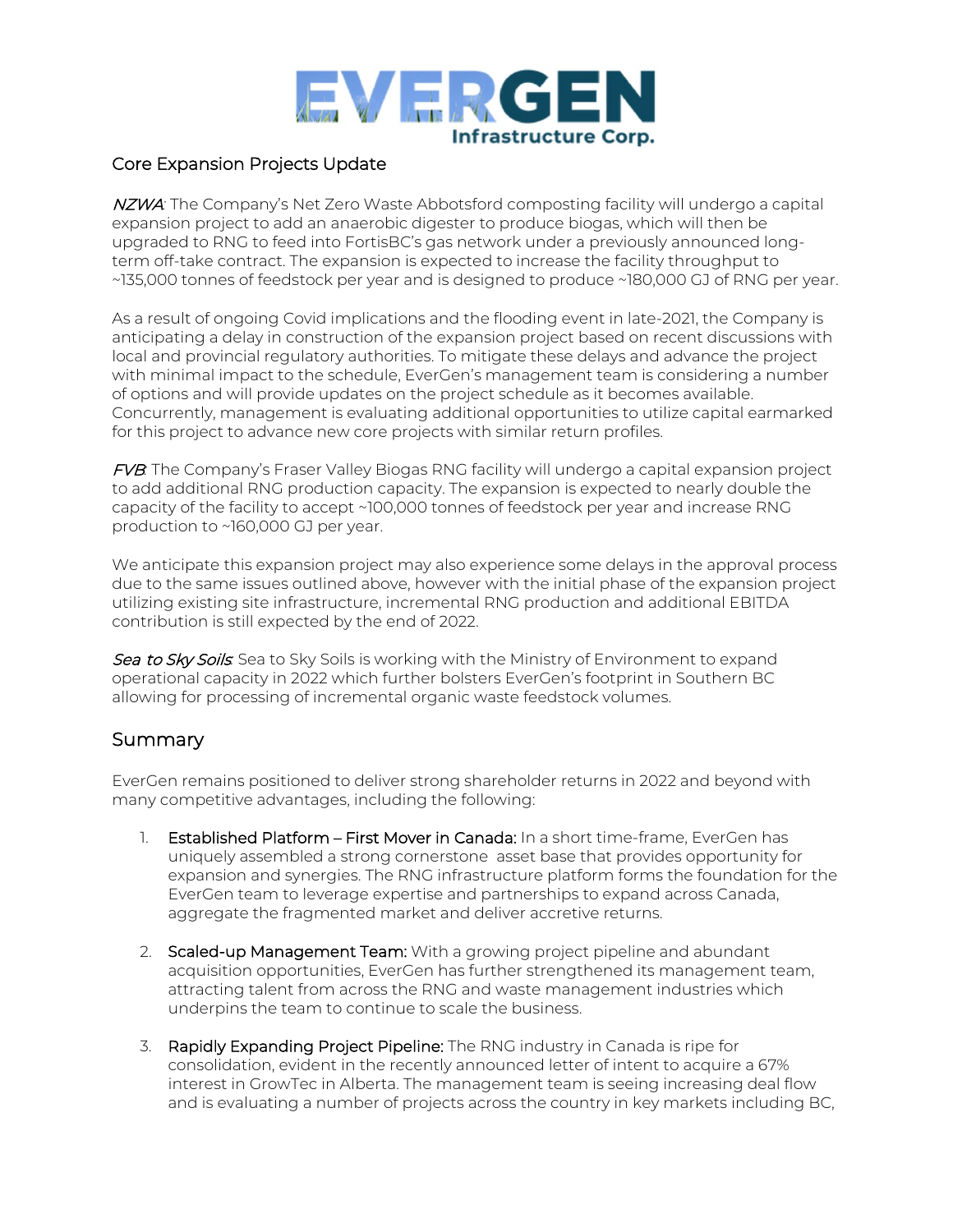EVERGEN Infrastructure Corp.

## Core Expansion Projects Update

*NZWA*: The Company's Net Zero Waste Abbotsford composting facility will undergo a capital expansion project to add an anaerobic digester to produce biogas, which will then be upgraded to RNG to feed into FortisBC's gas network under a previously announced long-term off-take contract. The expansion is expected to increase the facility throughput to ~135,000 tonnes of feedstock per year and is designed to produce ~180,000 GJ of RNG per year.

As a result of ongoing Covid implications and the flooding event in late-2021, the Company is anticipating a delay in construction of the expansion project based on recent discussions with local and provincial regulatory authorities. To mitigate these delays and advance the project with minimal impact to the schedule, EverGen's management team is considering a number of options and will provide updates on the project schedule as it becomes available. Concurrently, management is evaluating additional opportunities to utilize capital earmarked for this project to advance new core projects with similar return profiles.

*FVB*: The Company's Fraser Valley Biogas RNG facility will undergo a capital expansion project to add additional RNG production capacity. The expansion is expected to nearly double the capacity of the facility to accept ~100,000 tonnes of feedstock per year and increase RNG production to ~160,000 GJ per year.

We anticipate this expansion project may also experience some delays in the approval process due to the same issues outlined above, however with the initial phase of the expansion project utilizing existing site infrastructure, incremental RNG production and additional EBITDA contribution is still expected by the end of 2022.

*Sea to Sky Soils*: Sea to Sky Soils is working with the Ministry of Environment to expand operational capacity in 2022 which further bolsters EverGen's footprint in Southern BC allowing for processing of incremental organic waste feedstock volumes.

## Summary

EverGen remains positioned to deliver strong shareholder returns in 2022 and beyond with many competitive advantages, including the following:

1. **Established Platform – First Mover in Canada:** In a short time-frame, EverGen has uniquely assembled a strong cornerstone asset base that provides opportunity for expansion and synergies. The RNG infrastructure platform forms the foundation for the EverGen team to leverage expertise and partnerships to expand across Canada, aggregate the fragmented market and deliver accretive returns.

2. **Scaled-up Management Team:** With a growing project pipeline and abundant acquisition opportunities, EverGen has further strengthened its management team, attracting talent from across the RNG and waste management industries which underpins the team to continue to scale the business.

3. **Rapidly Expanding Project Pipeline:** The RNG industry in Canada is ripe for consolidation, evident in the recently announced letter of intent to acquire a 67% interest in GrowTec in Alberta. The management team is seeing increasing deal flow and is evaluating a number of projects across the country in key markets including BC,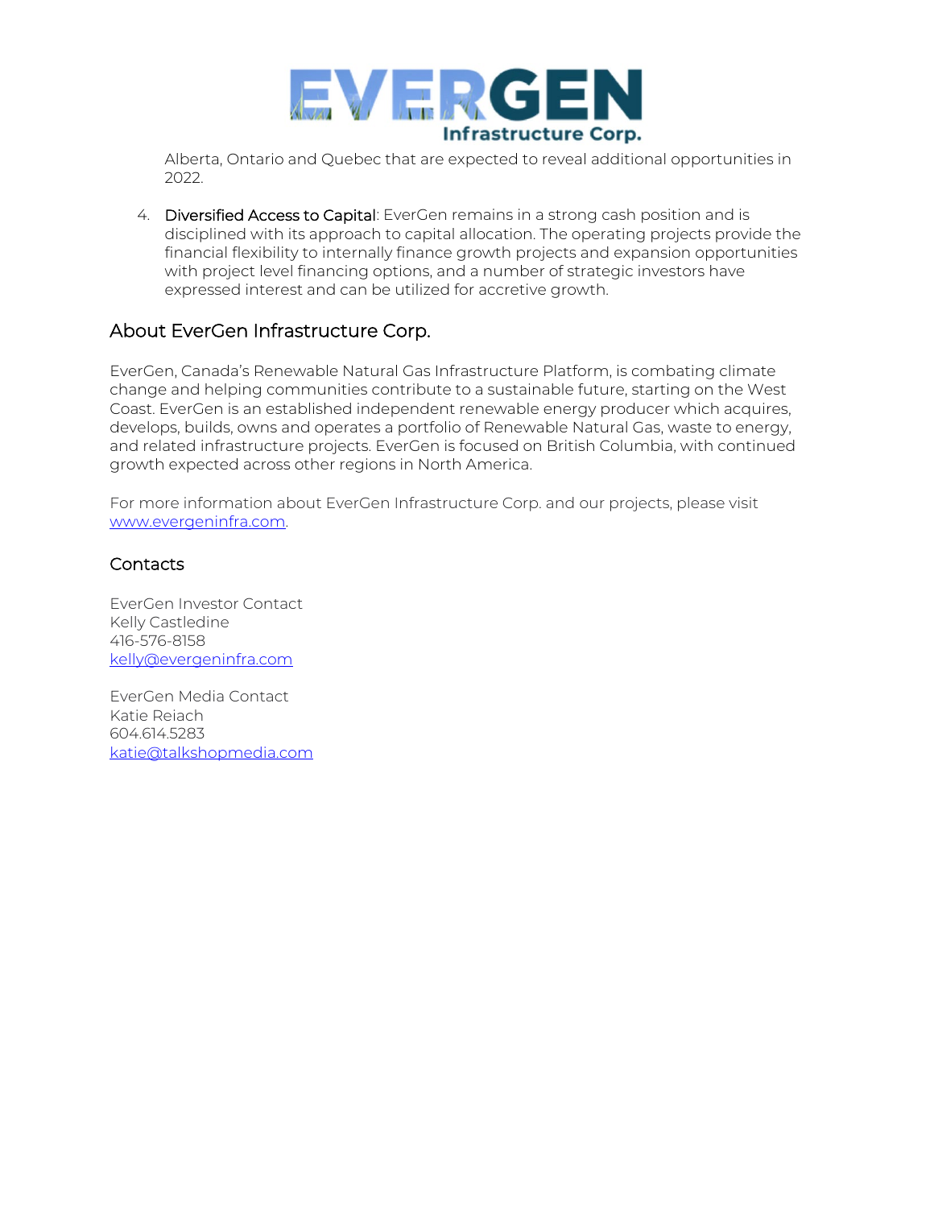Alberta, Ontario and Quebec that are expected to reveal additional opportunities in 2022.

4. **Diversified Access to Capital**: EverGen remains in a strong cash position and is disciplined with its approach to capital allocation. The operating projects provide the financial flexibility to internally finance growth projects and expansion opportunities with project level financing options, and a number of strategic investors have expressed interest and can be utilized for accretive growth.

## About EverGen Infrastructure Corp.

EverGen, Canada's Renewable Natural Gas Infrastructure Platform, is combating climate change and helping communities contribute to a sustainable future, starting on the West Coast. EverGen is an established independent renewable energy producer which acquires, develops, builds, owns and operates a portfolio of Renewable Natural Gas, waste to energy, and related infrastructure projects. EverGen is focused on British Columbia, with continued growth expected across other regions in North America.

For more information about EverGen Infrastructure Corp. and our projects, please visit www.evergeninfra.com.

## Contacts

EverGen Investor Contact
Kelly Castledine
416-576-8158
kelly@evergeninfra.com

EverGen Media Contact
Katie Reiach
604.614.5283
katie@talkshopmedia.com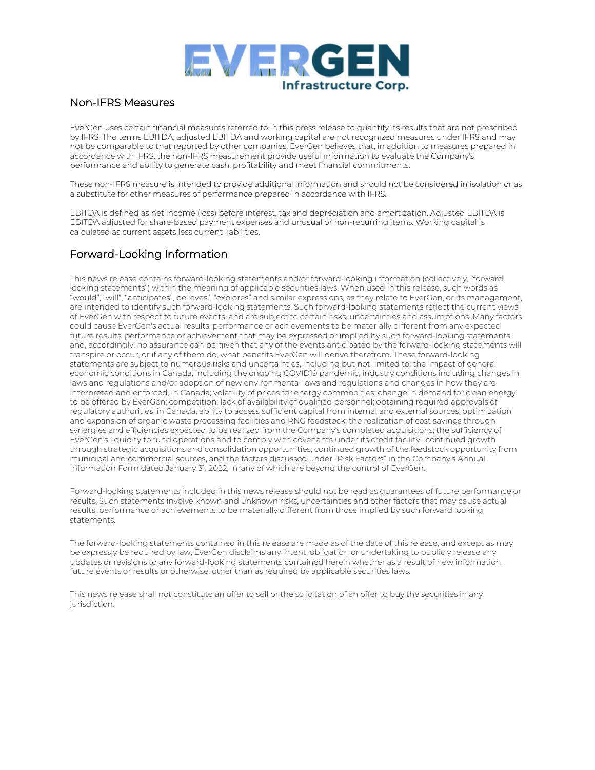## Non-IFRS Measures

EverGen uses certain financial measures referred to in this press release to quantify its results that are not prescribed by IFRS. The terms EBITDA, adjusted EBITDA and working capital are not recognized measures under IFRS and may not be comparable to that reported by other companies. EverGen believes that, in addition to measures prepared in accordance with IFRS, the non-IFRS measurement provide useful information to evaluate the Company's performance and ability to generate cash, profitability and meet financial commitments.

These non-IFRS measure is intended to provide additional information and should not be considered in isolation or as a substitute for other measures of performance prepared in accordance with IFRS.

EBITDA is defined as net income (loss) before interest, tax and depreciation and amortization. Adjusted EBITDA is EBITDA adjusted for share-based payment expenses and unusual or non-recurring items. Working capital is calculated as current assets less current liabilities.

## Forward-Looking Information

This news release contains forward-looking statements and/or forward-looking information (collectively, "forward looking statements") within the meaning of applicable securities laws. When used in this release, such words as "would", "will", "anticipates", believes", "explores" and similar expressions, as they relate to EverGen, or its management, are intended to identify such forward-looking statements. Such forward-looking statements reflect the current views of EverGen with respect to future events, and are subject to certain risks, uncertainties and assumptions. Many factors could cause EverGen's actual results, performance or achievements to be materially different from any expected future results, performance or achievement that may be expressed or implied by such forward-looking statements and, accordingly, no assurance can be given that any of the events anticipated by the forward-looking statements will transpire or occur, or if any of them do, what benefits EverGen will derive therefrom. These forward-looking statements are subject to numerous risks and uncertainties, including but not limited to: the impact of general economic conditions in Canada, including the ongoing COVID19 pandemic; industry conditions including changes in laws and regulations and/or adoption of new environmental laws and regulations and changes in how they are interpreted and enforced, in Canada; volatility of prices for energy commodities; change in demand for clean energy to be offered by EverGen; competition; lack of availability of qualified personnel; obtaining required approvals of regulatory authorities, in Canada; ability to access sufficient capital from internal and external sources; optimization and expansion of organic waste processing facilities and RNG feedstock; the realization of cost savings through synergies and efficiencies expected to be realized from the Company's completed acquisitions; the sufficiency of EverGen's liquidity to fund operations and to comply with covenants under its credit facility; continued growth through strategic acquisitions and consolidation opportunities; continued growth of the feedstock opportunity from municipal and commercial sources, and the factors discussed under "Risk Factors" in the Company's Annual Information Form dated January 31, 2022, many of which are beyond the control of EverGen.

Forward-looking statements included in this news release should not be read as guarantees of future performance or results. Such statements involve known and unknown risks, uncertainties and other factors that may cause actual results, performance or achievements to be materially different from those implied by such forward looking statements.

The forward-looking statements contained in this release are made as of the date of this release, and except as may be expressly be required by law, EverGen disclaims any intent, obligation or undertaking to publicly release any updates or revisions to any forward-looking statements contained herein whether as a result of new information, future events or results or otherwise, other than as required by applicable securities laws.

This news release shall not constitute an offer to sell or the solicitation of an offer to buy the securities in any jurisdiction.